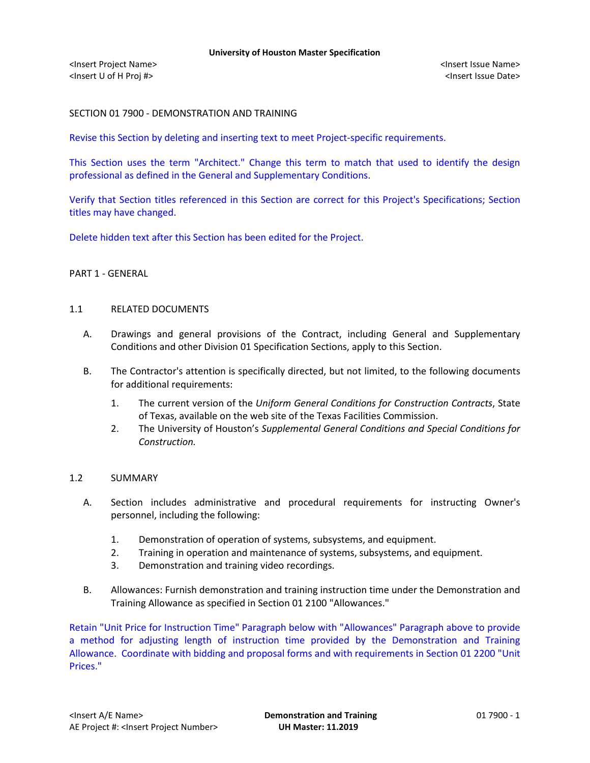SECTION 01 7900 - DEMONSTRATION AND TRAINING

Revise this Section by deleting and inserting text to meet Project-specific requirements.

This Section uses the term "Architect." Change this term to match that used to identify the design professional as defined in the General and Supplementary Conditions.

Verify that Section titles referenced in this Section are correct for this Project's Specifications; Section titles may have changed.

Delete hidden text after this Section has been edited for the Project.

## PART 1 - GENERAL

### 1.1 RELATED DOCUMENTS

A. Drawings and general provisions of the Contract, including General and Supplementary Conditions and other Division 01 Specification Sections, apply to this Section.

B. The Contractor's attention is specifically directed, but not limited, to the following documents for additional requirements:

1. The current version of the *Uniform General Conditions for Construction Contracts*, State of Texas, available on the web site of the Texas Facilities Commission.
2. The University of Houston's *Supplemental General Conditions and Special Conditions for Construction.*

### 1.2 SUMMARY

A. Section includes administrative and procedural requirements for instructing Owner's personnel, including the following:

1. Demonstration of operation of systems, subsystems, and equipment.
2. Training in operation and maintenance of systems, subsystems, and equipment.
3. Demonstration and training video recordings.

B. Allowances: Furnish demonstration and training instruction time under the Demonstration and Training Allowance as specified in Section 01 2100 "Allowances."

Retain "Unit Price for Instruction Time" Paragraph below with "Allowances" Paragraph above to provide a method for adjusting length of instruction time provided by the Demonstration and Training Allowance. Coordinate with bidding and proposal forms and with requirements in Section 01 2200 "Unit Prices."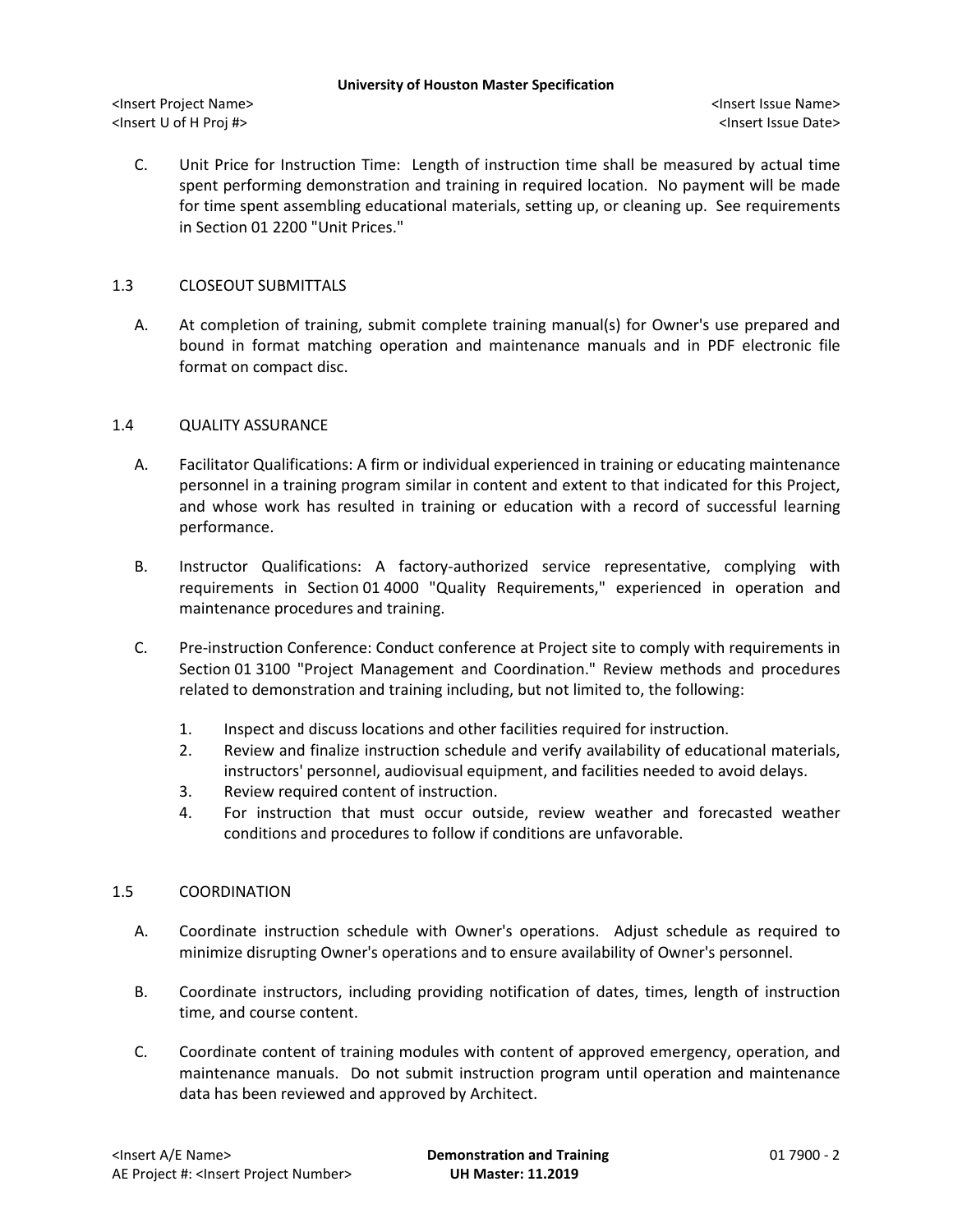C. Unit Price for Instruction Time: Length of instruction time shall be measured by actual time spent performing demonstration and training in required location. No payment will be made for time spent assembling educational materials, setting up, or cleaning up. See requirements in Section 01 2200 "Unit Prices."

## 1.3 CLOSEOUT SUBMITTALS

A. At completion of training, submit complete training manual(s) for Owner's use prepared and bound in format matching operation and maintenance manuals and in PDF electronic file format on compact disc.

## 1.4 QUALITY ASSURANCE

A. Facilitator Qualifications: A firm or individual experienced in training or educating maintenance personnel in a training program similar in content and extent to that indicated for this Project, and whose work has resulted in training or education with a record of successful learning performance.

B. Instructor Qualifications: A factory-authorized service representative, complying with requirements in Section 01 4000 "Quality Requirements," experienced in operation and maintenance procedures and training.

C. Pre-instruction Conference: Conduct conference at Project site to comply with requirements in Section 01 3100 "Project Management and Coordination." Review methods and procedures related to demonstration and training including, but not limited to, the following:

1. Inspect and discuss locations and other facilities required for instruction.
2. Review and finalize instruction schedule and verify availability of educational materials, instructors' personnel, audiovisual equipment, and facilities needed to avoid delays.
3. Review required content of instruction.
4. For instruction that must occur outside, review weather and forecasted weather conditions and procedures to follow if conditions are unfavorable.

## 1.5 COORDINATION

A. Coordinate instruction schedule with Owner's operations. Adjust schedule as required to minimize disrupting Owner's operations and to ensure availability of Owner's personnel.

B. Coordinate instructors, including providing notification of dates, times, length of instruction time, and course content.

C. Coordinate content of training modules with content of approved emergency, operation, and maintenance manuals. Do not submit instruction program until operation and maintenance data has been reviewed and approved by Architect.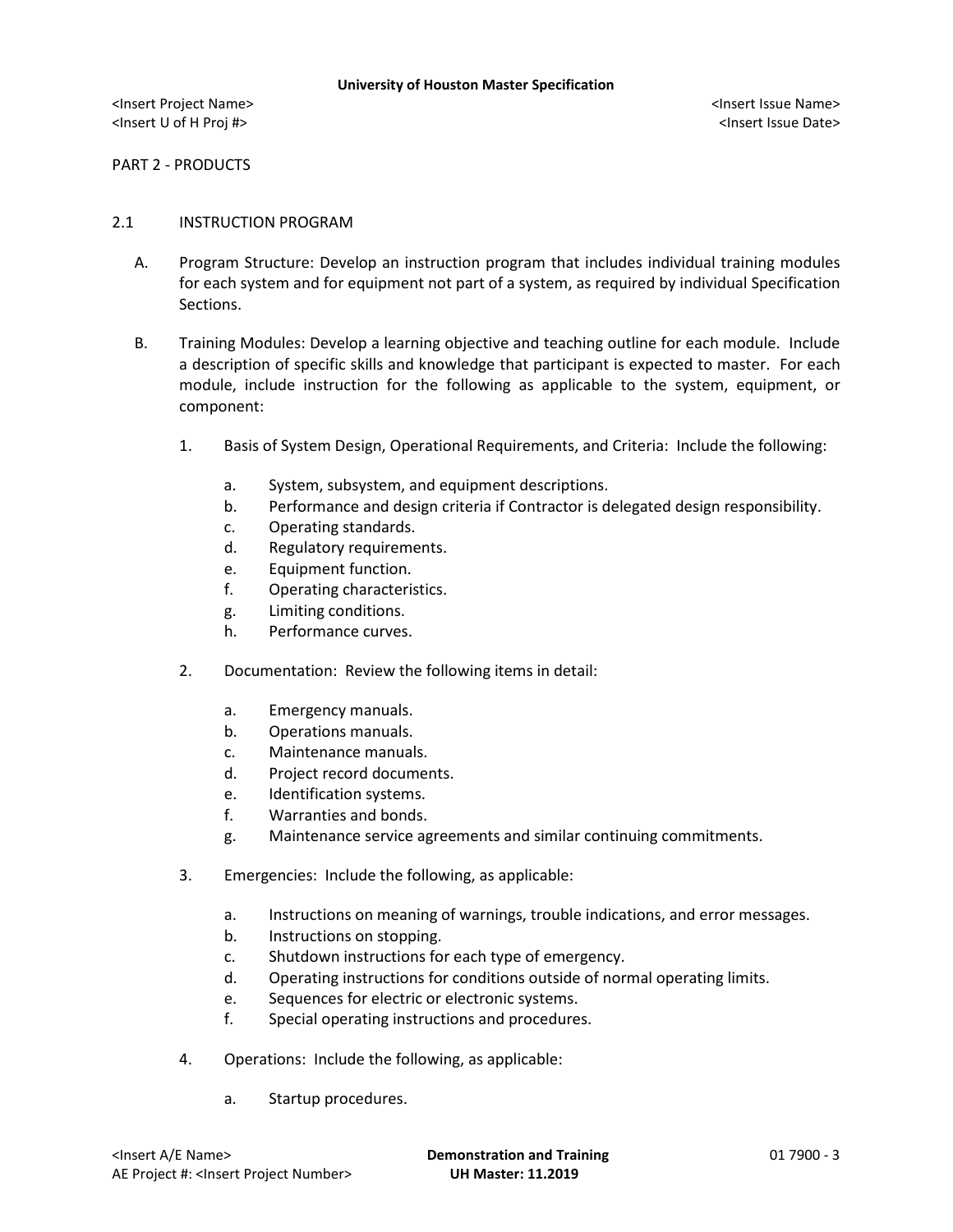PART 2 - PRODUCTS

## 2.1 INSTRUCTION PROGRAM

A. Program Structure: Develop an instruction program that includes individual training modules for each system and for equipment not part of a system, as required by individual Specification Sections.

B. Training Modules: Develop a learning objective and teaching outline for each module. Include a description of specific skills and knowledge that participant is expected to master. For each module, include instruction for the following as applicable to the system, equipment, or component:

1. Basis of System Design, Operational Requirements, and Criteria: Include the following:
   a. System, subsystem, and equipment descriptions.
   b. Performance and design criteria if Contractor is delegated design responsibility.
   c. Operating standards.
   d. Regulatory requirements.
   e. Equipment function.
   f. Operating characteristics.
   g. Limiting conditions.
   h. Performance curves.

2. Documentation: Review the following items in detail:
   a. Emergency manuals.
   b. Operations manuals.
   c. Maintenance manuals.
   d. Project record documents.
   e. Identification systems.
   f. Warranties and bonds.
   g. Maintenance service agreements and similar continuing commitments.

3. Emergencies: Include the following, as applicable:
   a. Instructions on meaning of warnings, trouble indications, and error messages.
   b. Instructions on stopping.
   c. Shutdown instructions for each type of emergency.
   d. Operating instructions for conditions outside of normal operating limits.
   e. Sequences for electric or electronic systems.
   f. Special operating instructions and procedures.

4. Operations: Include the following, as applicable:
   a. Startup procedures.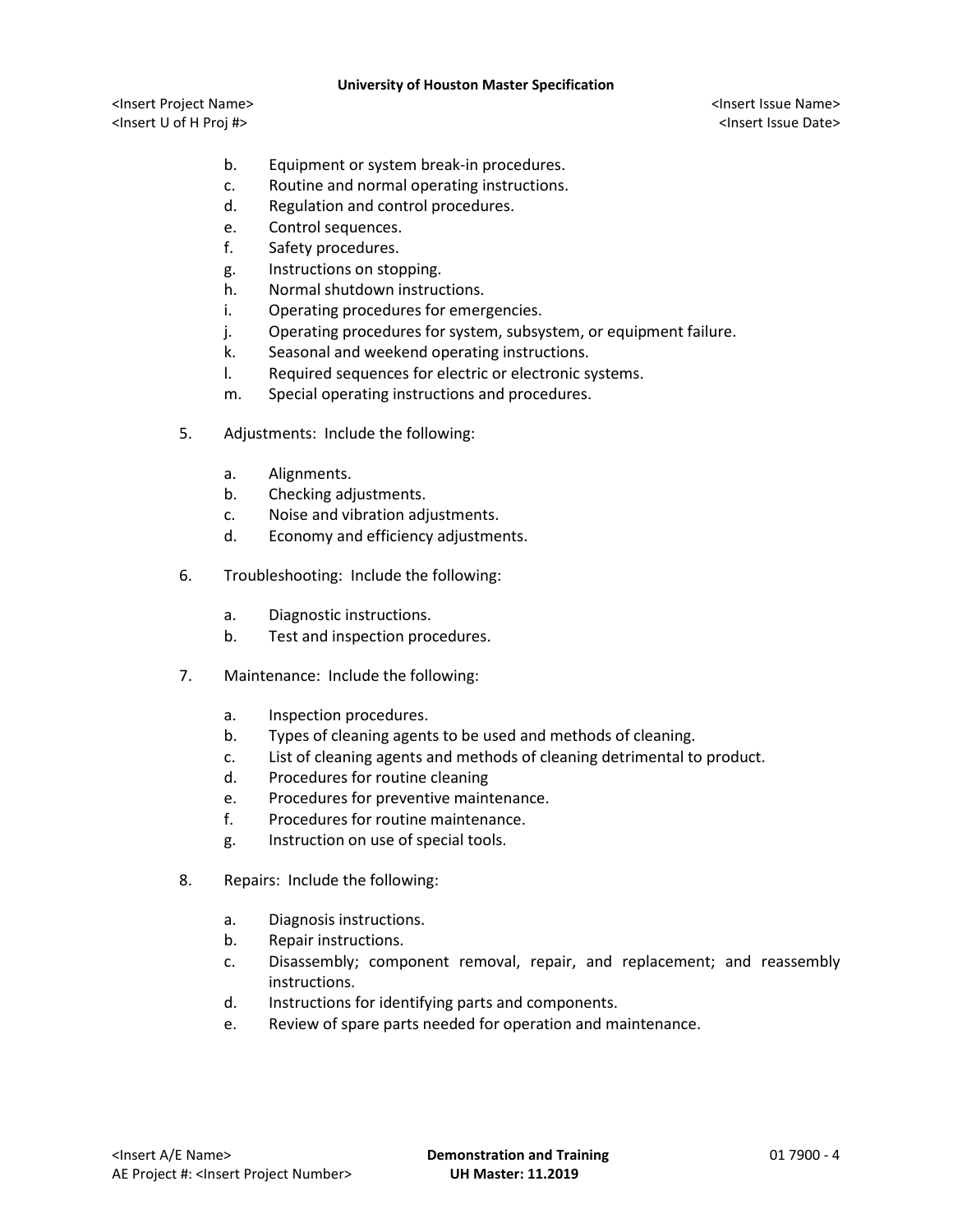b. Equipment or system break-in procedures.
   c. Routine and normal operating instructions.
   d. Regulation and control procedures.
   e. Control sequences.
   f. Safety procedures.
   g. Instructions on stopping.
   h. Normal shutdown instructions.
   i. Operating procedures for emergencies.
   j. Operating procedures for system, subsystem, or equipment failure.
   k. Seasonal and weekend operating instructions.
   l. Required sequences for electric or electronic systems.
   m. Special operating instructions and procedures.

5. Adjustments: Include the following:

   a. Alignments.
   b. Checking adjustments.
   c. Noise and vibration adjustments.
   d. Economy and efficiency adjustments.

6. Troubleshooting: Include the following:

   a. Diagnostic instructions.
   b. Test and inspection procedures.

7. Maintenance: Include the following:

   a. Inspection procedures.
   b. Types of cleaning agents to be used and methods of cleaning.
   c. List of cleaning agents and methods of cleaning detrimental to product.
   d. Procedures for routine cleaning
   e. Procedures for preventive maintenance.
   f. Procedures for routine maintenance.
   g. Instruction on use of special tools.

8. Repairs: Include the following:

   a. Diagnosis instructions.
   b. Repair instructions.
   c. Disassembly; component removal, repair, and replacement; and reassembly instructions.
   d. Instructions for identifying parts and components.
   e. Review of spare parts needed for operation and maintenance.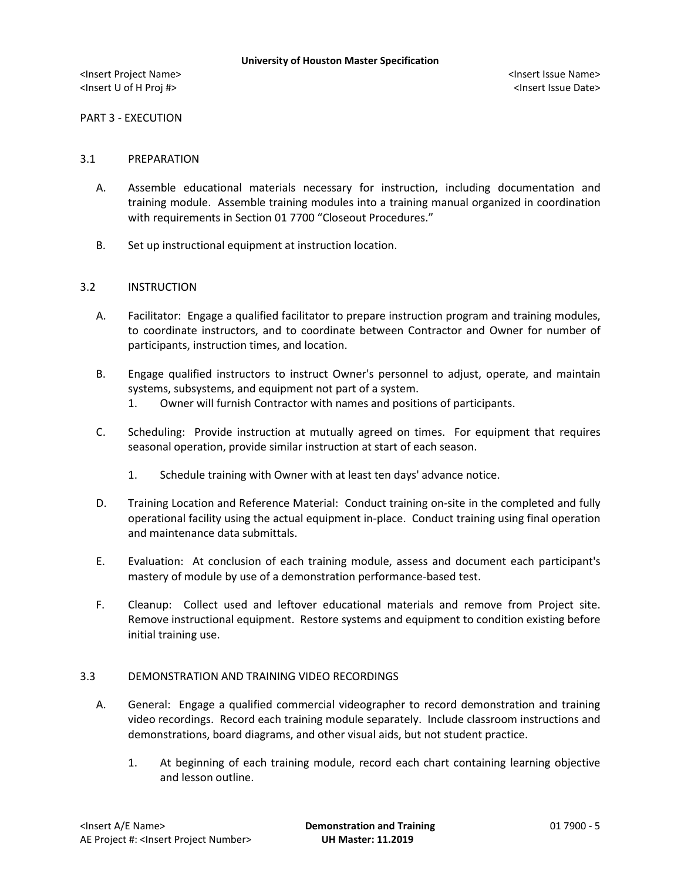PART 3 - EXECUTION

## 3.1 PREPARATION

A. Assemble educational materials necessary for instruction, including documentation and training module. Assemble training modules into a training manual organized in coordination with requirements in Section 01 7700 "Closeout Procedures."

B. Set up instructional equipment at instruction location.

## 3.2 INSTRUCTION

A. Facilitator: Engage a qualified facilitator to prepare instruction program and training modules, to coordinate instructors, and to coordinate between Contractor and Owner for number of participants, instruction times, and location.

B. Engage qualified instructors to instruct Owner's personnel to adjust, operate, and maintain systems, subsystems, and equipment not part of a system.
   1. Owner will furnish Contractor with names and positions of participants.

C. Scheduling: Provide instruction at mutually agreed on times. For equipment that requires seasonal operation, provide similar instruction at start of each season.
   1. Schedule training with Owner with at least ten days' advance notice.

D. Training Location and Reference Material: Conduct training on-site in the completed and fully operational facility using the actual equipment in-place. Conduct training using final operation and maintenance data submittals.

E. Evaluation: At conclusion of each training module, assess and document each participant's mastery of module by use of a demonstration performance-based test.

F. Cleanup: Collect used and leftover educational materials and remove from Project site. Remove instructional equipment. Restore systems and equipment to condition existing before initial training use.

## 3.3 DEMONSTRATION AND TRAINING VIDEO RECORDINGS

A. General: Engage a qualified commercial videographer to record demonstration and training video recordings. Record each training module separately. Include classroom instructions and demonstrations, board diagrams, and other visual aids, but not student practice.
   1. At beginning of each training module, record each chart containing learning objective and lesson outline.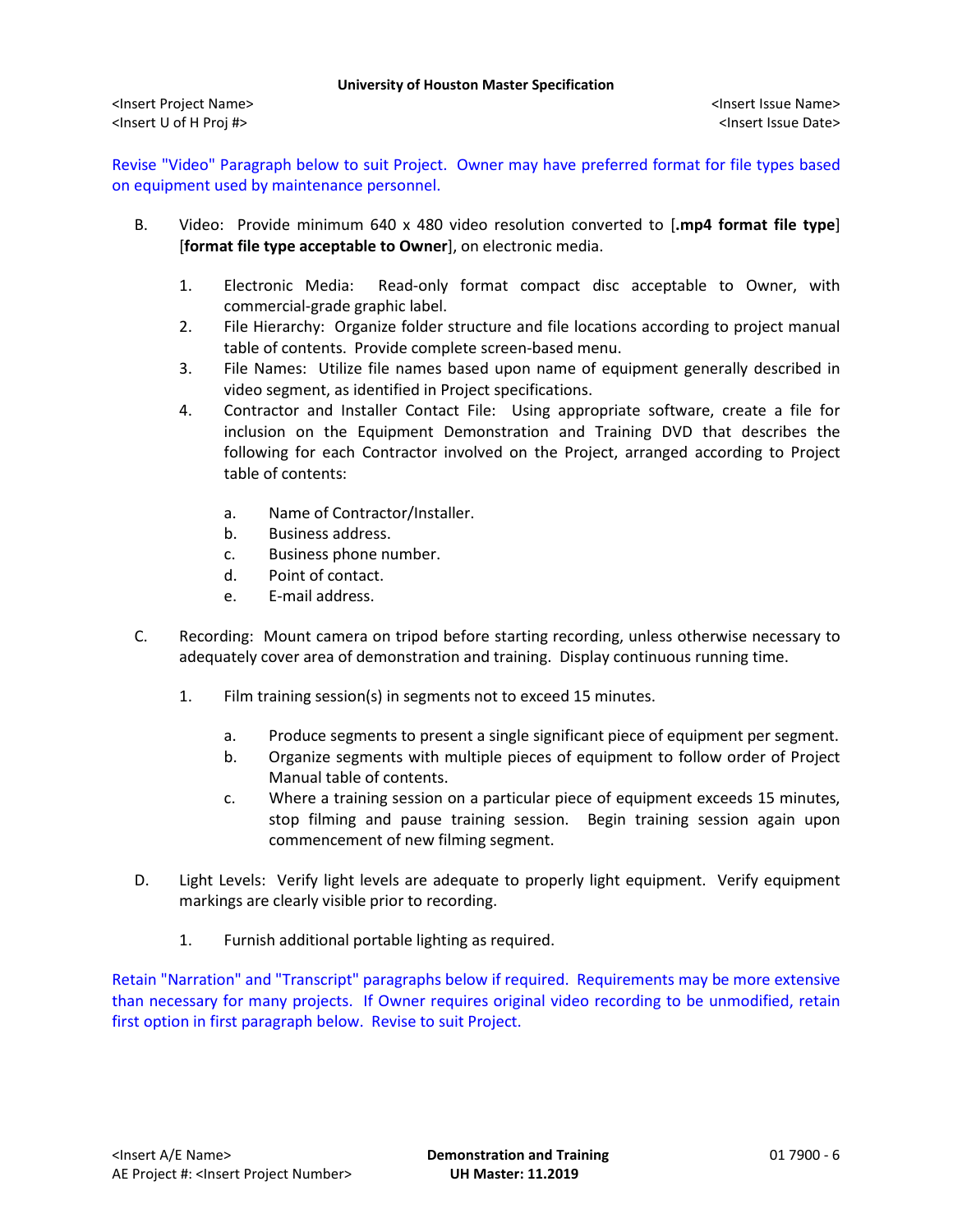Revise "Video" Paragraph below to suit Project. Owner may have preferred format for file types based on equipment used by maintenance personnel.

B. Video: Provide minimum 640 x 480 video resolution converted to [**.mp4 format file type**] [**format file type acceptable to Owner**], on electronic media.

1. Electronic Media: Read-only format compact disc acceptable to Owner, with commercial-grade graphic label.
2. File Hierarchy: Organize folder structure and file locations according to project manual table of contents. Provide complete screen-based menu.
3. File Names: Utilize file names based upon name of equipment generally described in video segment, as identified in Project specifications.
4. Contractor and Installer Contact File: Using appropriate software, create a file for inclusion on the Equipment Demonstration and Training DVD that describes the following for each Contractor involved on the Project, arranged according to Project table of contents:

   a. Name of Contractor/Installer.
   b. Business address.
   c. Business phone number.
   d. Point of contact.
   e. E-mail address.

C. Recording: Mount camera on tripod before starting recording, unless otherwise necessary to adequately cover area of demonstration and training. Display continuous running time.

1. Film training session(s) in segments not to exceed 15 minutes.

   a. Produce segments to present a single significant piece of equipment per segment.
   b. Organize segments with multiple pieces of equipment to follow order of Project Manual table of contents.
   c. Where a training session on a particular piece of equipment exceeds 15 minutes, stop filming and pause training session. Begin training session again upon commencement of new filming segment.

D. Light Levels: Verify light levels are adequate to properly light equipment. Verify equipment markings are clearly visible prior to recording.

1. Furnish additional portable lighting as required.

Retain "Narration" and "Transcript" paragraphs below if required. Requirements may be more extensive than necessary for many projects. If Owner requires original video recording to be unmodified, retain first option in first paragraph below. Revise to suit Project.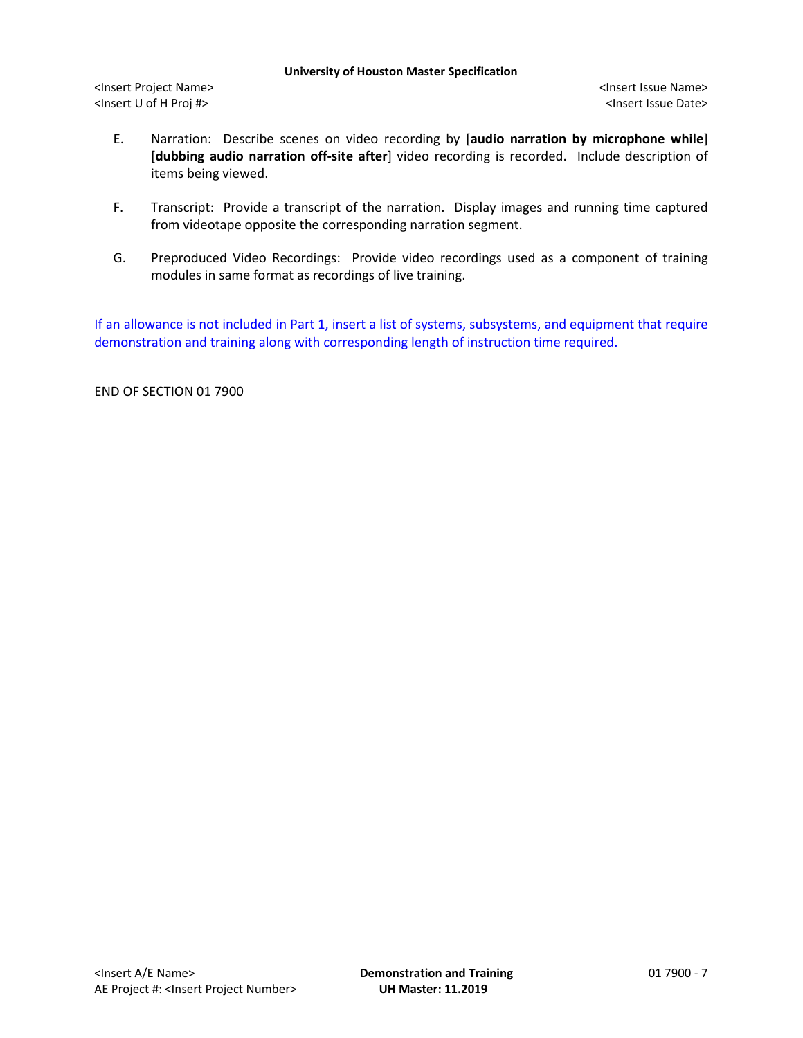E. Narration: Describe scenes on video recording by [**audio narration by microphone while**] [**dubbing audio narration off-site after**] video recording is recorded. Include description of items being viewed.

F. Transcript: Provide a transcript of the narration. Display images and running time captured from videotape opposite the corresponding narration segment.

G. Preproduced Video Recordings: Provide video recordings used as a component of training modules in same format as recordings of live training.

If an allowance is not included in Part 1, insert a list of systems, subsystems, and equipment that require demonstration and training along with corresponding length of instruction time required.

END OF SECTION 01 7900